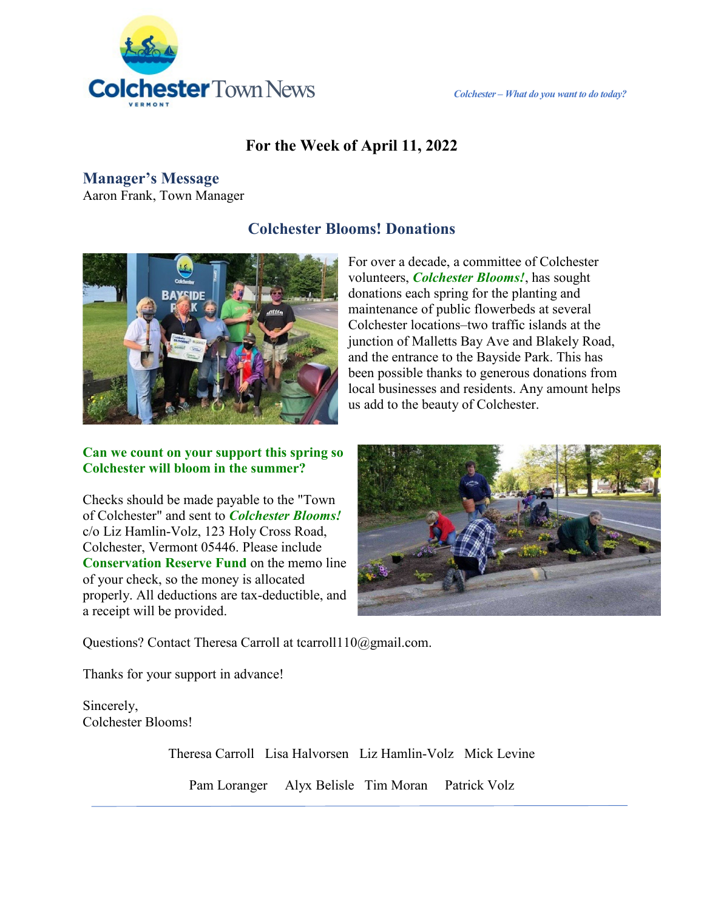# Colchester Town News

*Colchester – What do you want to do today?*

## For the Week of April 11, 2022

### Manager's Message

Aaron Frank, Town Manager

### Colchester Blooms! Donations

For over a decade, a committee of Colchester volunteers, ***Colchester Blooms!***, has sought donations each spring for the planting and maintenance of public flowerbeds at several Colchester locations–two traffic islands at the junction of Malletts Bay Ave and Blakely Road, and the entrance to the Bayside Park. This has been possible thanks to generous donations from local businesses and residents. Any amount helps us add to the beauty of Colchester.

**Can we count on your support this spring so Colchester will bloom in the summer?**

Checks should be made payable to the "Town of Colchester" and sent to ***Colchester Blooms!*** c/o Liz Hamlin-Volz, 123 Holy Cross Road, Colchester, Vermont 05446. Please include **Conservation Reserve Fund** on the memo line of your check, so the money is allocated properly. All deductions are tax-deductible, and a receipt will be provided.

Questions? Contact Theresa Carroll at tcarroll110@gmail.com.

Thanks for your support in advance!

Sincerely,
Colchester Blooms!

Theresa Carroll   Lisa Halvorsen   Liz Hamlin-Volz   Mick Levine

Pam Loranger   Alyx Belisle   Tim Moran   Patrick Volz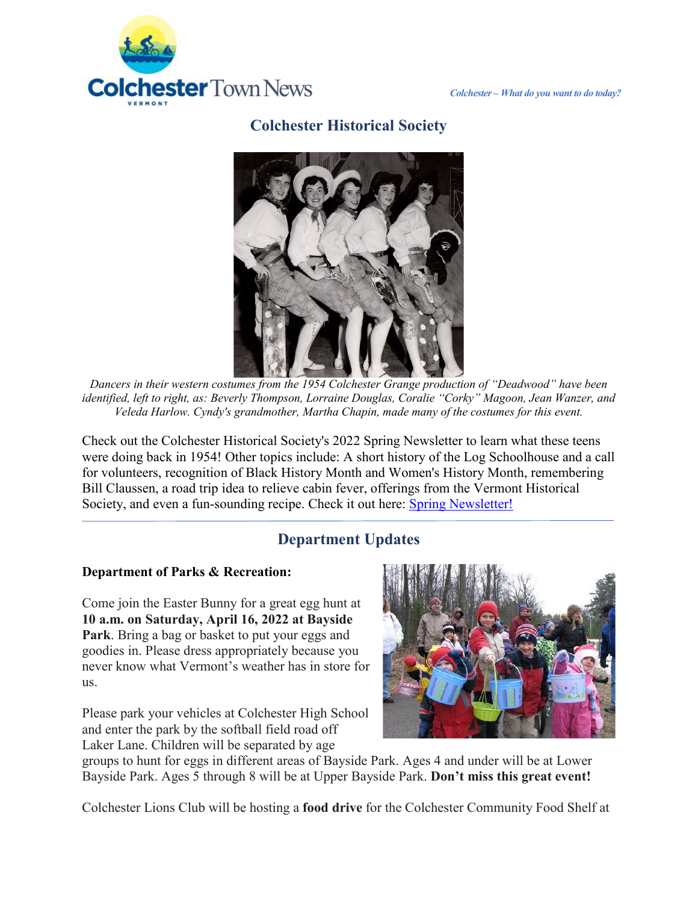## Colchester Historical Society

*Dancers in their western costumes from the 1954 Colchester Grange production of "Deadwood" have been identified, left to right, as: Beverly Thompson, Lorraine Douglas, Coralie "Corky" Magoon, Jean Wanzer, and Veleda Harlow. Cyndy's grandmother, Martha Chapin, made many of the costumes for this event.*

Check out the Colchester Historical Society's 2022 Spring Newsletter to learn what these teens were doing back in 1954! Other topics include: A short history of the Log Schoolhouse and a call for volunteers, recognition of Black History Month and Women's History Month, remembering Bill Claussen, a road trip idea to relieve cabin fever, offerings from the Vermont Historical Society, and even a fun-sounding recipe. Check it out here: Spring Newsletter!

---

## Department Updates

**Department of Parks & Recreation:**

Come join the Easter Bunny for a great egg hunt at **10 a.m. on Saturday, April 16, 2022 at Bayside Park**. Bring a bag or basket to put your eggs and goodies in. Please dress appropriately because you never know what Vermont's weather has in store for us.

Please park your vehicles at Colchester High School and enter the park by the softball field road off Laker Lane. Children will be separated by age groups to hunt for eggs in different areas of Bayside Park. Ages 4 and under will be at Lower Bayside Park. Ages 5 through 8 will be at Upper Bayside Park. **Don't miss this great event!**

Colchester Lions Club will be hosting a **food drive** for the Colchester Community Food Shelf at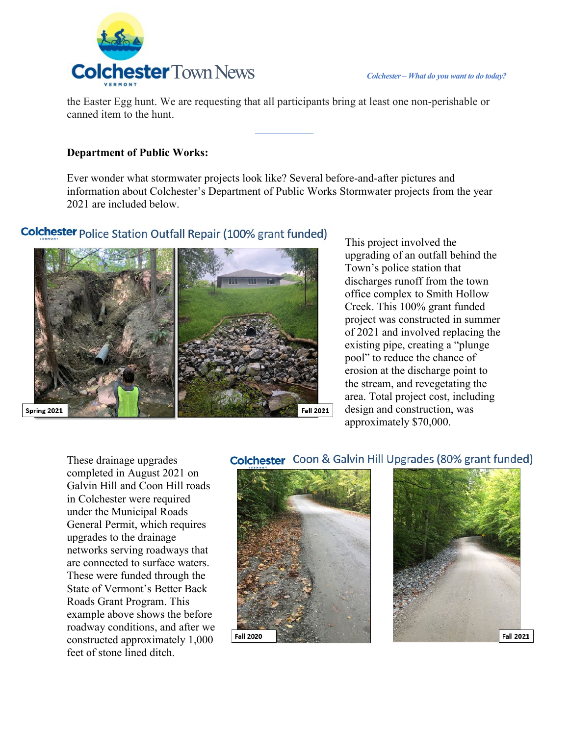the Easter Egg hunt. We are requesting that all participants bring at least one non-perishable or canned item to the hunt.

---

**Department of Public Works:**

Ever wonder what stormwater projects look like? Several before-and-after pictures and information about Colchester's Department of Public Works Stormwater projects from the year 2021 are included below.

Police Station Outfall Repair (100% grant funded)

Spring 2021

Fall 2021

This project involved the upgrading of an outfall behind the Town's police station that discharges runoff from the town office complex to Smith Hollow Creek. This 100% grant funded project was constructed in summer of 2021 and involved replacing the existing pipe, creating a "plunge pool" to reduce the chance of erosion at the discharge point to the stream, and revegetating the area. Total project cost, including design and construction, was approximately $70,000.

Coon & Galvin Hill Upgrades (80% grant funded)

Fall 2020

Fall 2021

These drainage upgrades completed in August 2021 on Galvin Hill and Coon Hill roads in Colchester were required under the Municipal Roads General Permit, which requires upgrades to the drainage networks serving roadways that are connected to surface waters. These were funded through the State of Vermont's Better Back Roads Grant Program. This example above shows the before roadway conditions, and after we constructed approximately 1,000 feet of stone lined ditch.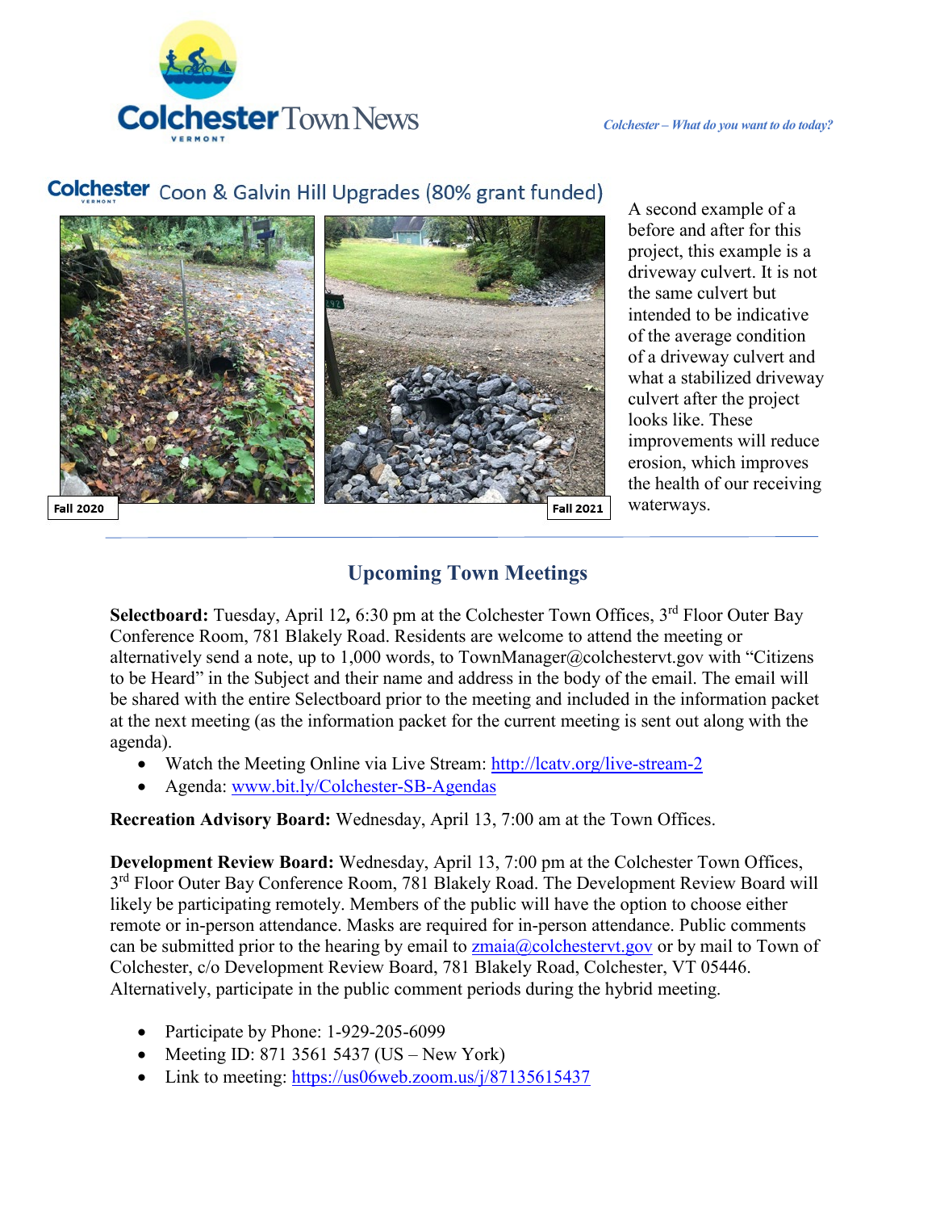## Coon & Galvin Hill Upgrades (80% grant funded)

Fall 2020

Fall 2021

A second example of a before and after for this project, this example is a driveway culvert. It is not the same culvert but intended to be indicative of the average condition of a driveway culvert and what a stabilized driveway culvert after the project looks like. These improvements will reduce erosion, which improves the health of our receiving waterways.

## Upcoming Town Meetings

**Selectboard:** Tuesday, April 12, 6:30 pm at the Colchester Town Offices, 3rd Floor Outer Bay Conference Room, 781 Blakely Road. Residents are welcome to attend the meeting or alternatively send a note, up to 1,000 words, to TownManager@colchestervt.gov with "Citizens to be Heard" in the Subject and their name and address in the body of the email. The email will be shared with the entire Selectboard prior to the meeting and included in the information packet at the next meeting (as the information packet for the current meeting is sent out along with the agenda).

- Watch the Meeting Online via Live Stream: http://lcatv.org/live-stream-2
- Agenda: www.bit.ly/Colchester-SB-Agendas

**Recreation Advisory Board:** Wednesday, April 13, 7:00 am at the Town Offices.

**Development Review Board:** Wednesday, April 13, 7:00 pm at the Colchester Town Offices, 3rd Floor Outer Bay Conference Room, 781 Blakely Road. The Development Review Board will likely be participating remotely. Members of the public will have the option to choose either remote or in-person attendance. Masks are required for in-person attendance. Public comments can be submitted prior to the hearing by email to zmaia@colchestervt.gov or by mail to Town of Colchester, c/o Development Review Board, 781 Blakely Road, Colchester, VT 05446. Alternatively, participate in the public comment periods during the hybrid meeting.

- Participate by Phone: 1-929-205-6099
- Meeting ID: 871 3561 5437 (US – New York)
- Link to meeting: https://us06web.zoom.us/j/87135615437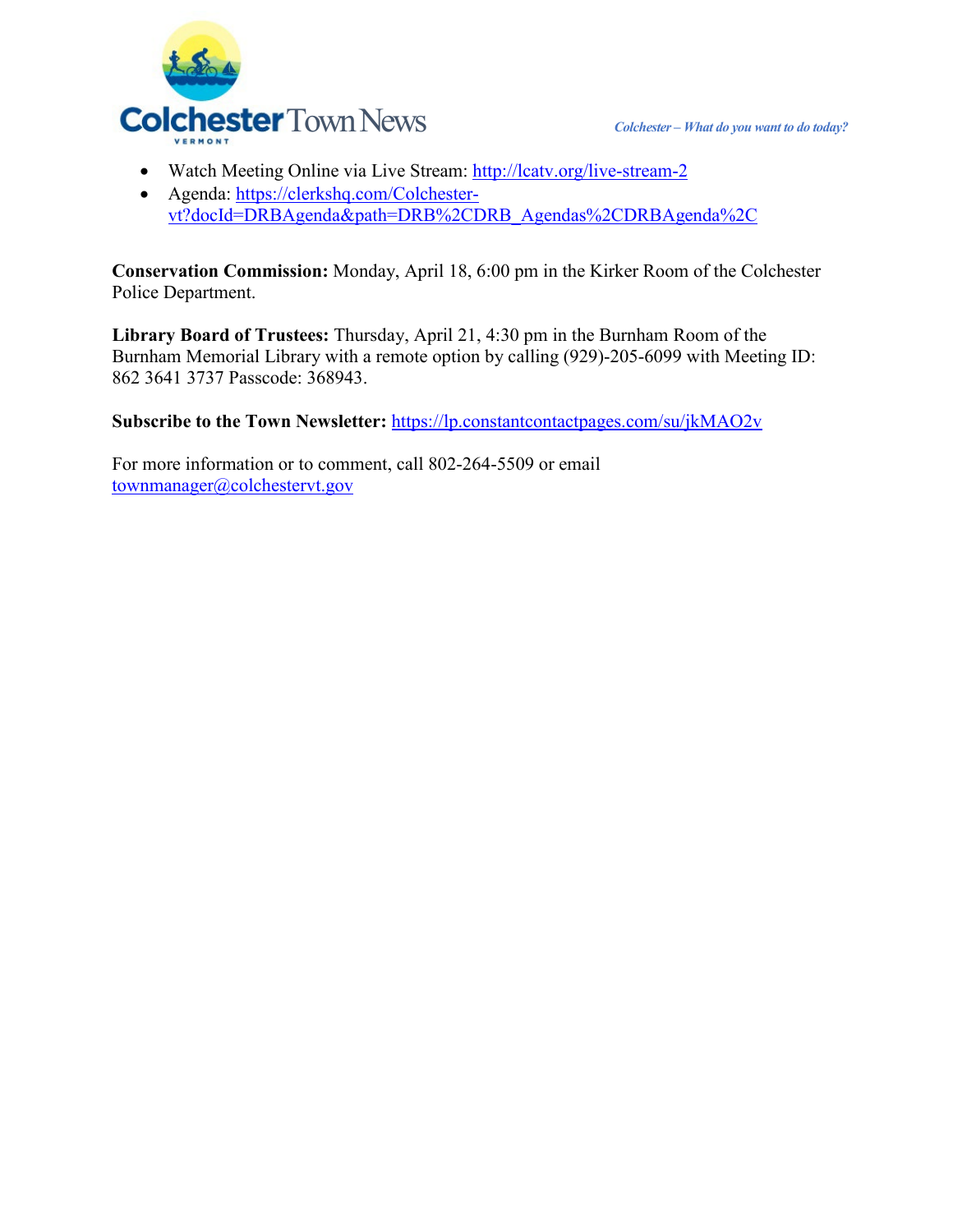- Watch Meeting Online via Live Stream: http://lcatv.org/live-stream-2
- Agenda: https://clerkshq.com/Colchester-vt?docId=DRBAgenda&path=DRB%2CDRB_Agendas%2CDRBAgenda%2C

**Conservation Commission:** Monday, April 18, 6:00 pm in the Kirker Room of the Colchester Police Department.

**Library Board of Trustees:** Thursday, April 21, 4:30 pm in the Burnham Room of the Burnham Memorial Library with a remote option by calling (929)-205-6099 with Meeting ID: 862 3641 3737 Passcode: 368943.

**Subscribe to the Town Newsletter:** https://lp.constantcontactpages.com/su/jkMAO2v

For more information or to comment, call 802-264-5509 or email townmanager@colchestervt.gov